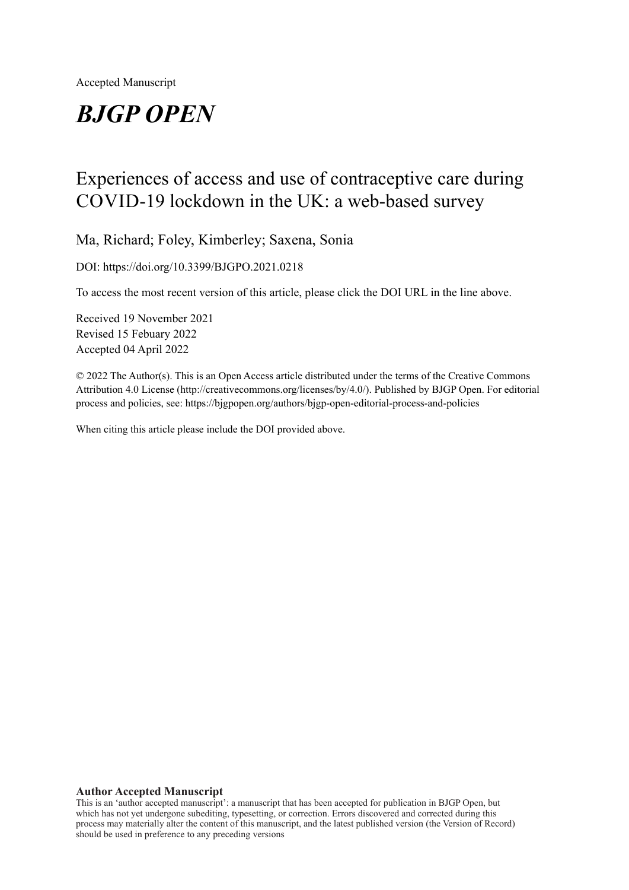Accepted Manuscript

# *BJGP OPEN*

## Experiences of access and use of contraceptive care during COVID-19 lockdown in the UK: a web-based survey

Ma, Richard; Foley, Kimberley; Saxena, Sonia

DOI: https://doi.org/10.3399/BJGPO.2021.0218

To access the most recent version of this article, please click the DOI URL in the line above.

Received 19 November 2021
Revised 15 Febuary 2022
Accepted 04 April 2022

© 2022 The Author(s). This is an Open Access article distributed under the terms of the Creative Commons Attribution 4.0 License (http://creativecommons.org/licenses/by/4.0/). Published by BJGP Open. For editorial process and policies, see: https://bjgpopen.org/authors/bjgp-open-editorial-process-and-policies

When citing this article please include the DOI provided above.

**Author Accepted Manuscript**
This is an 'author accepted manuscript': a manuscript that has been accepted for publication in BJGP Open, but which has not yet undergone subediting, typesetting, or correction. Errors discovered and corrected during this process may materially alter the content of this manuscript, and the latest published version (the Version of Record) should be used in preference to any preceding versions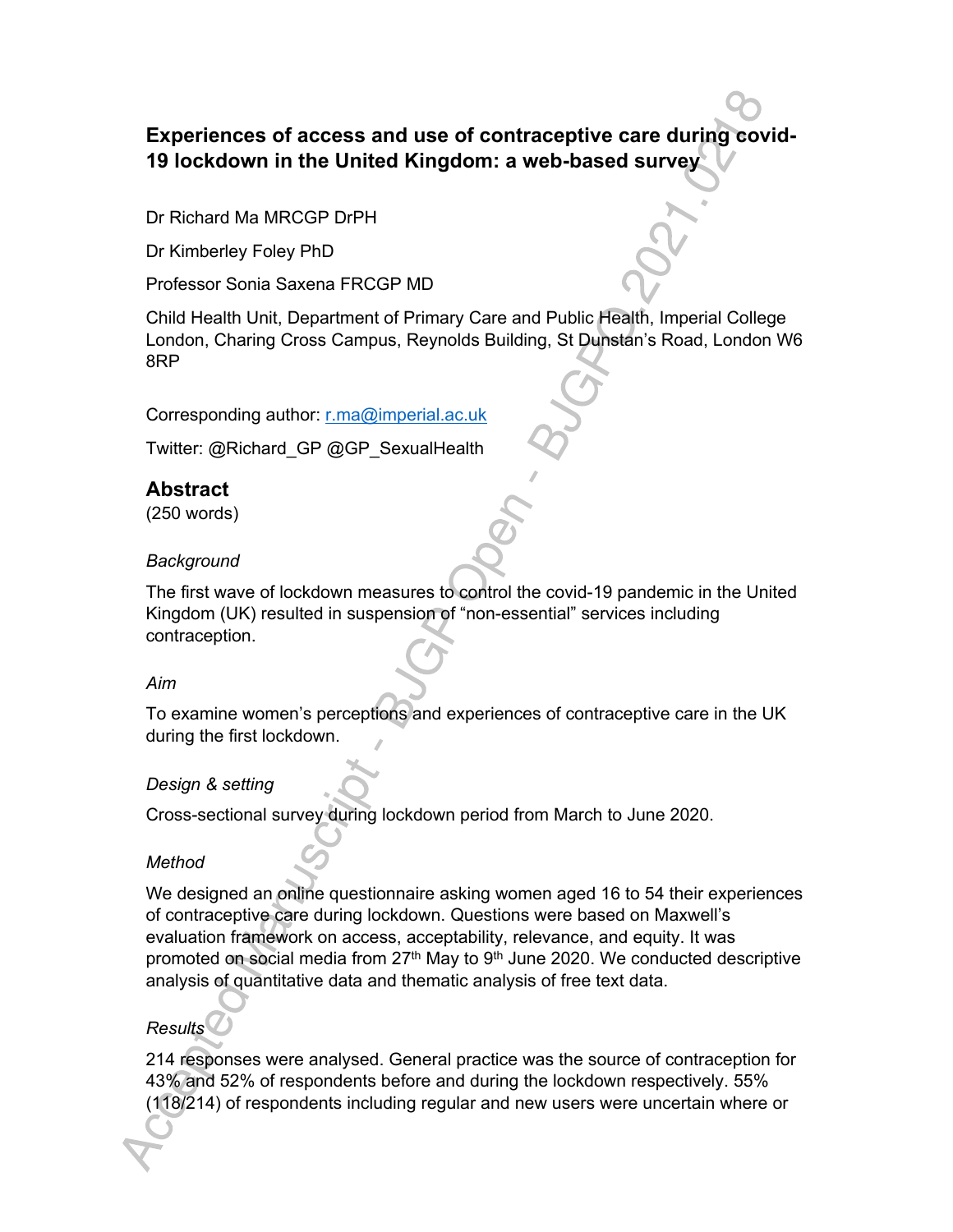# Experiences of access and use of contraceptive care during covid-19 lockdown in the United Kingdom: a web-based survey

Dr Richard Ma MRCGP DrPH

Dr Kimberley Foley PhD

Professor Sonia Saxena FRCGP MD

Child Health Unit, Department of Primary Care and Public Health, Imperial College London, Charing Cross Campus, Reynolds Building, St Dunstan's Road, London W6 8RP

Corresponding author: r.ma@imperial.ac.uk

Twitter: @Richard_GP @GP_SexualHealth

## Abstract

(250 words)

### *Background*

The first wave of lockdown measures to control the covid-19 pandemic in the United Kingdom (UK) resulted in suspension of "non-essential" services including contraception.

### *Aim*

To examine women's perceptions and experiences of contraceptive care in the UK during the first lockdown.

### *Design & setting*

Cross-sectional survey during lockdown period from March to June 2020.

### *Method*

We designed an online questionnaire asking women aged 16 to 54 their experiences of contraceptive care during lockdown. Questions were based on Maxwell's evaluation framework on access, acceptability, relevance, and equity. It was promoted on social media from 27th May to 9th June 2020. We conducted descriptive analysis of quantitative data and thematic analysis of free text data.

### *Results*

214 responses were analysed. General practice was the source of contraception for 43% and 52% of respondents before and during the lockdown respectively. 55% (118/214) of respondents including regular and new users were uncertain where or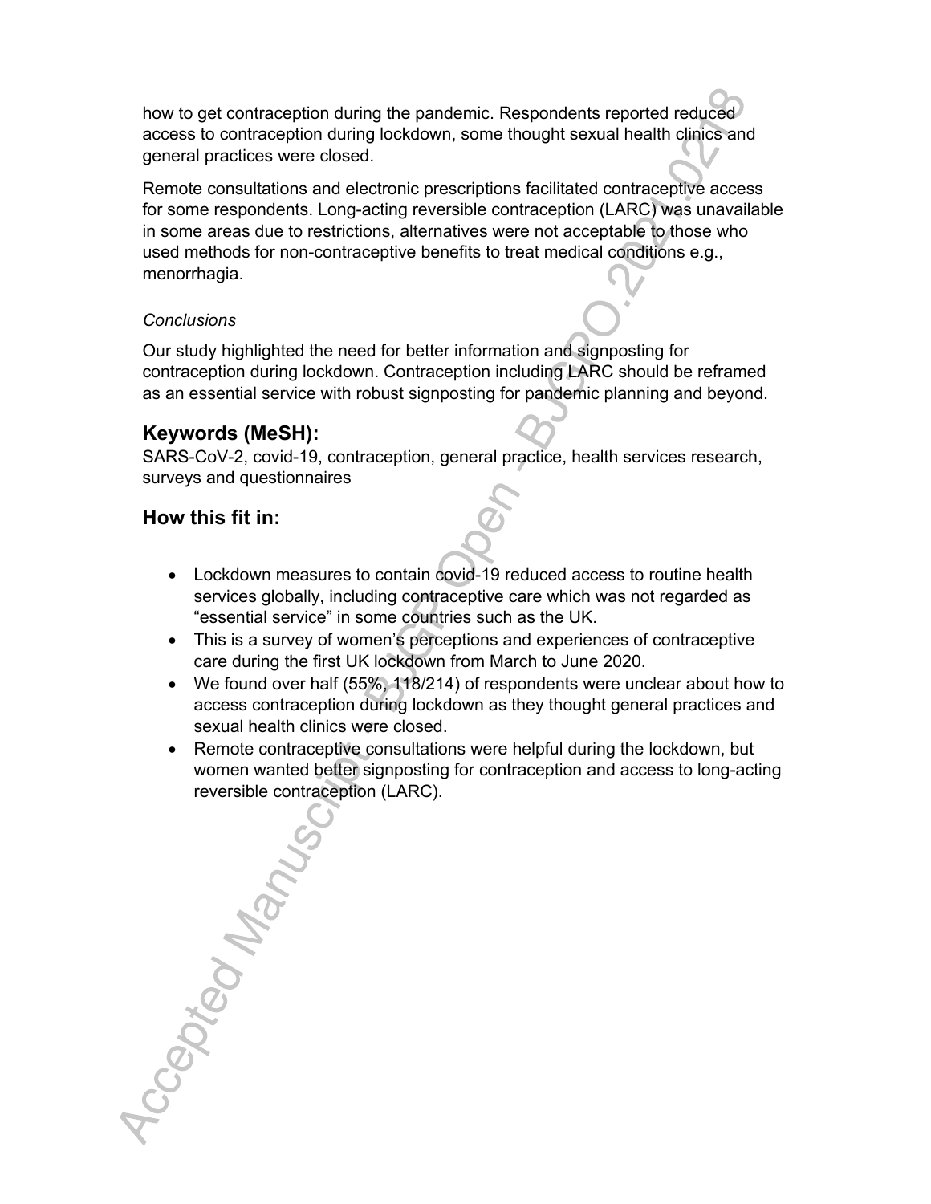how to get contraception during the pandemic. Respondents reported reduced access to contraception during lockdown, some thought sexual health clinics and general practices were closed.

Remote consultations and electronic prescriptions facilitated contraceptive access for some respondents. Long-acting reversible contraception (LARC) was unavailable in some areas due to restrictions, alternatives were not acceptable to those who used methods for non-contraceptive benefits to treat medical conditions e.g., menorrhagia.

*Conclusions*

Our study highlighted the need for better information and signposting for contraception during lockdown. Contraception including LARC should be reframed as an essential service with robust signposting for pandemic planning and beyond.

## Keywords (MeSH):

SARS-CoV-2, covid-19, contraception, general practice, health services research, surveys and questionnaires

## How this fit in:

- Lockdown measures to contain covid-19 reduced access to routine health services globally, including contraceptive care which was not regarded as "essential service" in some countries such as the UK.
- This is a survey of women's perceptions and experiences of contraceptive care during the first UK lockdown from March to June 2020.
- We found over half (55%, 118/214) of respondents were unclear about how to access contraception during lockdown as they thought general practices and sexual health clinics were closed.
- Remote contraceptive consultations were helpful during the lockdown, but women wanted better signposting for contraception and access to long-acting reversible contraception (LARC).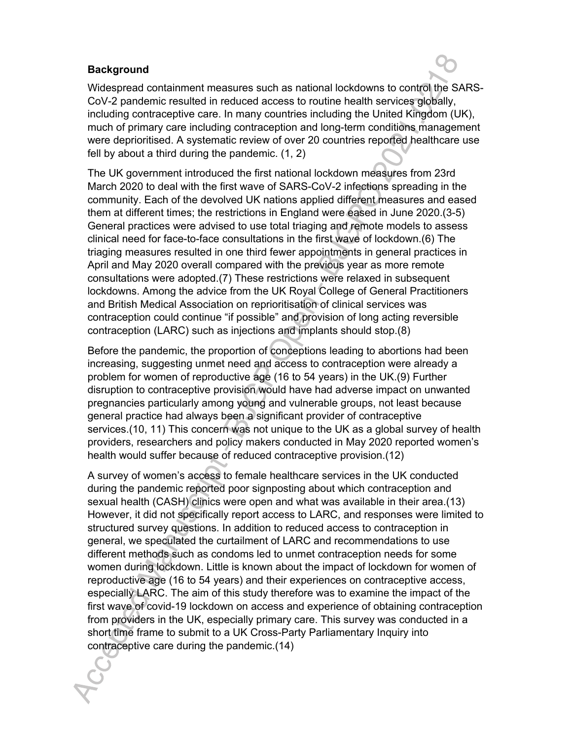**Background**

Widespread containment measures such as national lockdowns to control the SARS-CoV-2 pandemic resulted in reduced access to routine health services globally, including contraceptive care. In many countries including the United Kingdom (UK), much of primary care including contraception and long-term conditions management were deprioritised. A systematic review of over 20 countries reported healthcare use fell by about a third during the pandemic. (1, 2)

The UK government introduced the first national lockdown measures from 23rd March 2020 to deal with the first wave of SARS-CoV-2 infections spreading in the community. Each of the devolved UK nations applied different measures and eased them at different times; the restrictions in England were eased in June 2020.(3-5) General practices were advised to use total triaging and remote models to assess clinical need for face-to-face consultations in the first wave of lockdown.(6) The triaging measures resulted in one third fewer appointments in general practices in April and May 2020 overall compared with the previous year as more remote consultations were adopted.(7) These restrictions were relaxed in subsequent lockdowns. Among the advice from the UK Royal College of General Practitioners and British Medical Association on reprioritisation of clinical services was contraception could continue "if possible" and provision of long acting reversible contraception (LARC) such as injections and implants should stop.(8)

Before the pandemic, the proportion of conceptions leading to abortions had been increasing, suggesting unmet need and access to contraception were already a problem for women of reproductive age (16 to 54 years) in the UK.(9) Further disruption to contraceptive provision would have had adverse impact on unwanted pregnancies particularly among young and vulnerable groups, not least because general practice had always been a significant provider of contraceptive services.(10, 11) This concern was not unique to the UK as a global survey of health providers, researchers and policy makers conducted in May 2020 reported women's health would suffer because of reduced contraceptive provision.(12)

A survey of women's access to female healthcare services in the UK conducted during the pandemic reported poor signposting about which contraception and sexual health (CASH) clinics were open and what was available in their area.(13) However, it did not specifically report access to LARC, and responses were limited to structured survey questions. In addition to reduced access to contraception in general, we speculated the curtailment of LARC and recommendations to use different methods such as condoms led to unmet contraception needs for some women during lockdown. Little is known about the impact of lockdown for women of reproductive age (16 to 54 years) and their experiences on contraceptive access, especially LARC. The aim of this study therefore was to examine the impact of the first wave of covid-19 lockdown on access and experience of obtaining contraception from providers in the UK, especially primary care. This survey was conducted in a short time frame to submit to a UK Cross-Party Parliamentary Inquiry into contraceptive care during the pandemic.(14)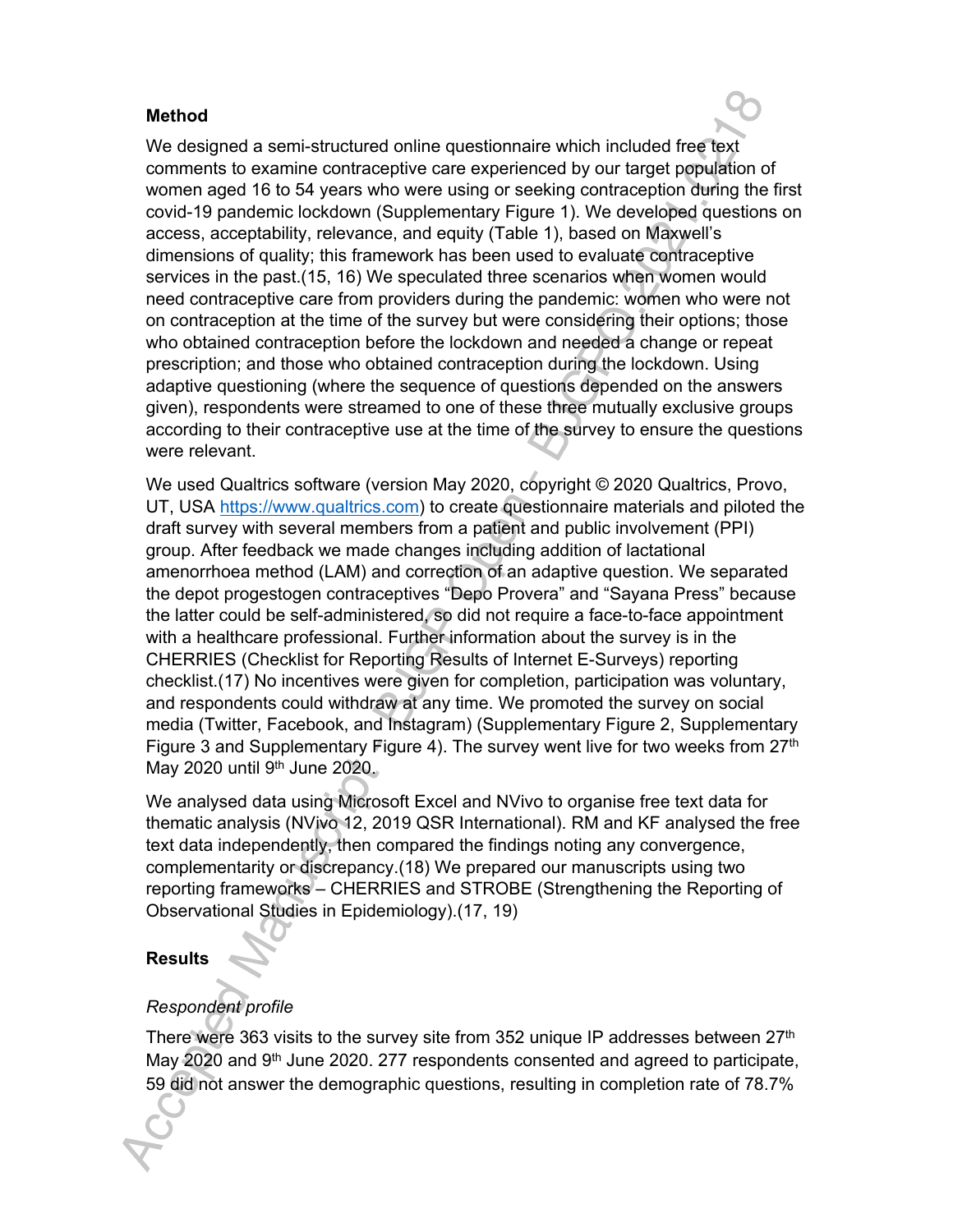**Method**

We designed a semi-structured online questionnaire which included free text comments to examine contraceptive care experienced by our target population of women aged 16 to 54 years who were using or seeking contraception during the first covid-19 pandemic lockdown (Supplementary Figure 1). We developed questions on access, acceptability, relevance, and equity (Table 1), based on Maxwell's dimensions of quality; this framework has been used to evaluate contraceptive services in the past.(15, 16) We speculated three scenarios when women would need contraceptive care from providers during the pandemic: women who were not on contraception at the time of the survey but were considering their options; those who obtained contraception before the lockdown and needed a change or repeat prescription; and those who obtained contraception during the lockdown. Using adaptive questioning (where the sequence of questions depended on the answers given), respondents were streamed to one of these three mutually exclusive groups according to their contraceptive use at the time of the survey to ensure the questions were relevant.

We used Qualtrics software (version May 2020, copyright © 2020 Qualtrics, Provo, UT, USA https://www.qualtrics.com) to create questionnaire materials and piloted the draft survey with several members from a patient and public involvement (PPI) group. After feedback we made changes including addition of lactational amenorrhoea method (LAM) and correction of an adaptive question. We separated the depot progestogen contraceptives "Depo Provera" and "Sayana Press" because the latter could be self-administered, so did not require a face-to-face appointment with a healthcare professional. Further information about the survey is in the CHERRIES (Checklist for Reporting Results of Internet E-Surveys) reporting checklist.(17) No incentives were given for completion, participation was voluntary, and respondents could withdraw at any time. We promoted the survey on social media (Twitter, Facebook, and Instagram) (Supplementary Figure 2, Supplementary Figure 3 and Supplementary Figure 4). The survey went live for two weeks from 27th May 2020 until 9th June 2020.

We analysed data using Microsoft Excel and NVivo to organise free text data for thematic analysis (NVivo 12, 2019 QSR International). RM and KF analysed the free text data independently, then compared the findings noting any convergence, complementarity or discrepancy.(18) We prepared our manuscripts using two reporting frameworks – CHERRIES and STROBE (Strengthening the Reporting of Observational Studies in Epidemiology).(17, 19)

**Results**

*Respondent profile*

There were 363 visits to the survey site from 352 unique IP addresses between 27th May 2020 and 9th June 2020. 277 respondents consented and agreed to participate, 59 did not answer the demographic questions, resulting in completion rate of 78.7%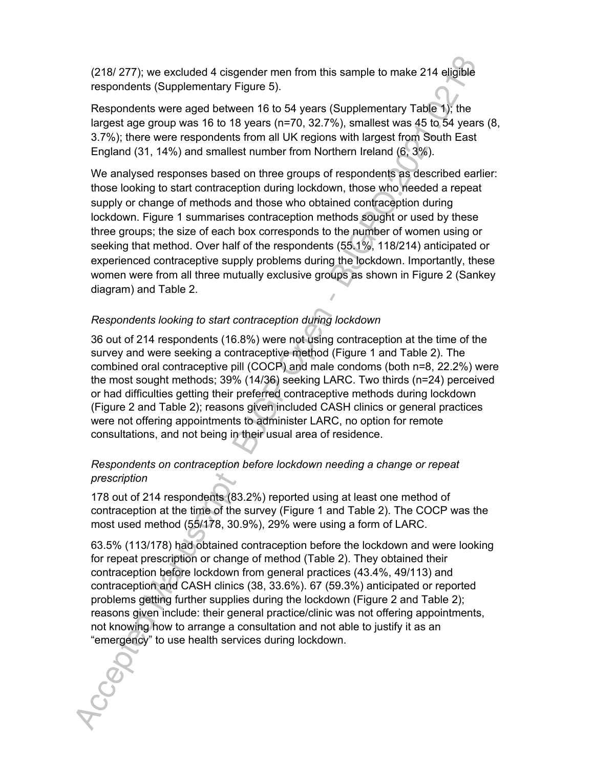(218/ 277); we excluded 4 cisgender men from this sample to make 214 eligible respondents (Supplementary Figure 5).

Respondents were aged between 16 to 54 years (Supplementary Table 1); the largest age group was 16 to 18 years (n=70, 32.7%), smallest was 45 to 54 years (8, 3.7%); there were respondents from all UK regions with largest from South East England (31, 14%) and smallest number from Northern Ireland (6, 3%).

We analysed responses based on three groups of respondents as described earlier: those looking to start contraception during lockdown, those who needed a repeat supply or change of methods and those who obtained contraception during lockdown. Figure 1 summarises contraception methods sought or used by these three groups; the size of each box corresponds to the number of women using or seeking that method. Over half of the respondents (55.1%, 118/214) anticipated or experienced contraceptive supply problems during the lockdown. Importantly, these women were from all three mutually exclusive groups as shown in Figure 2 (Sankey diagram) and Table 2.

*Respondents looking to start contraception during lockdown*

36 out of 214 respondents (16.8%) were not using contraception at the time of the survey and were seeking a contraceptive method (Figure 1 and Table 2). The combined oral contraceptive pill (COCP) and male condoms (both n=8, 22.2%) were the most sought methods; 39% (14/36) seeking LARC. Two thirds (n=24) perceived or had difficulties getting their preferred contraceptive methods during lockdown (Figure 2 and Table 2); reasons given included CASH clinics or general practices were not offering appointments to administer LARC, no option for remote consultations, and not being in their usual area of residence.

*Respondents on contraception before lockdown needing a change or repeat prescription*

178 out of 214 respondents (83.2%) reported using at least one method of contraception at the time of the survey (Figure 1 and Table 2). The COCP was the most used method (55/178, 30.9%), 29% were using a form of LARC.

63.5% (113/178) had obtained contraception before the lockdown and were looking for repeat prescription or change of method (Table 2). They obtained their contraception before lockdown from general practices (43.4%, 49/113) and contraception and CASH clinics (38, 33.6%). 67 (59.3%) anticipated or reported problems getting further supplies during the lockdown (Figure 2 and Table 2); reasons given include: their general practice/clinic was not offering appointments, not knowing how to arrange a consultation and not able to justify it as an "emergency" to use health services during lockdown.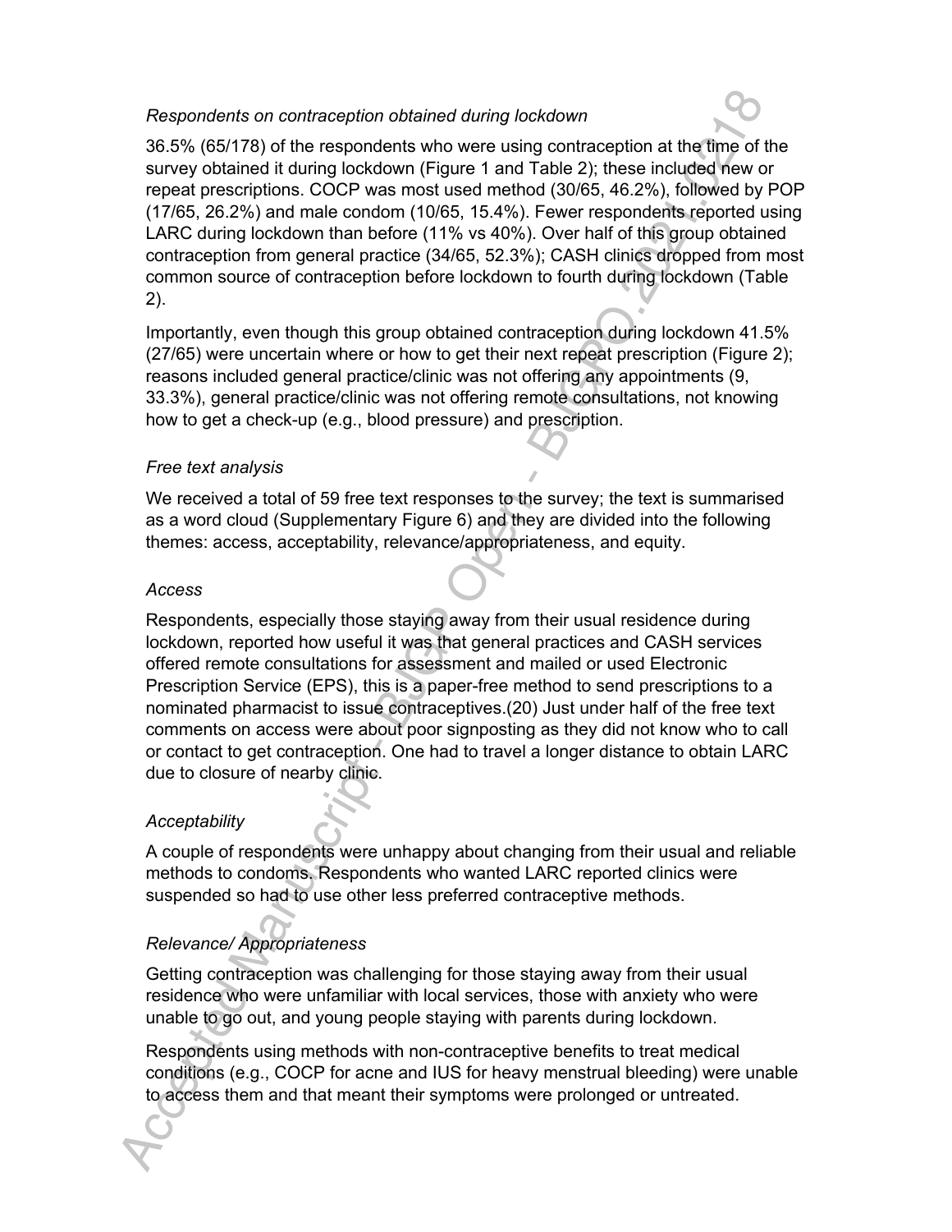*Respondents on contraception obtained during lockdown*

36.5% (65/178) of the respondents who were using contraception at the time of the survey obtained it during lockdown (Figure 1 and Table 2); these included new or repeat prescriptions. COCP was most used method (30/65, 46.2%), followed by POP (17/65, 26.2%) and male condom (10/65, 15.4%). Fewer respondents reported using LARC during lockdown than before (11% vs 40%). Over half of this group obtained contraception from general practice (34/65, 52.3%); CASH clinics dropped from most common source of contraception before lockdown to fourth during lockdown (Table 2).

Importantly, even though this group obtained contraception during lockdown 41.5% (27/65) were uncertain where or how to get their next repeat prescription (Figure 2); reasons included general practice/clinic was not offering any appointments (9, 33.3%), general practice/clinic was not offering remote consultations, not knowing how to get a check-up (e.g., blood pressure) and prescription.

*Free text analysis*

We received a total of 59 free text responses to the survey; the text is summarised as a word cloud (Supplementary Figure 6) and they are divided into the following themes: access, acceptability, relevance/appropriateness, and equity.

*Access*

Respondents, especially those staying away from their usual residence during lockdown, reported how useful it was that general practices and CASH services offered remote consultations for assessment and mailed or used Electronic Prescription Service (EPS), this is a paper-free method to send prescriptions to a nominated pharmacist to issue contraceptives.(20) Just under half of the free text comments on access were about poor signposting as they did not know who to call or contact to get contraception. One had to travel a longer distance to obtain LARC due to closure of nearby clinic.

*Acceptability*

A couple of respondents were unhappy about changing from their usual and reliable methods to condoms. Respondents who wanted LARC reported clinics were suspended so had to use other less preferred contraceptive methods.

*Relevance/ Appropriateness*

Getting contraception was challenging for those staying away from their usual residence who were unfamiliar with local services, those with anxiety who were unable to go out, and young people staying with parents during lockdown.

Respondents using methods with non-contraceptive benefits to treat medical conditions (e.g., COCP for acne and IUS for heavy menstrual bleeding) were unable to access them and that meant their symptoms were prolonged or untreated.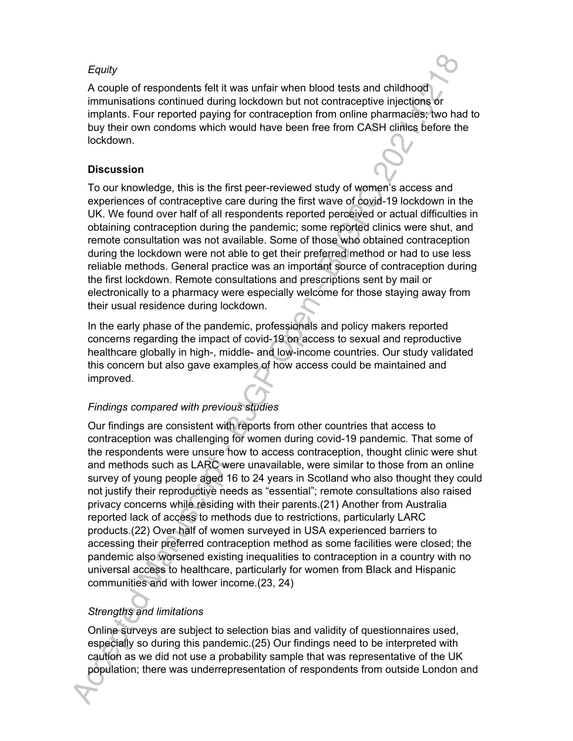*Equity*

A couple of respondents felt it was unfair when blood tests and childhood immunisations continued during lockdown but not contraceptive injections or implants. Four reported paying for contraception from online pharmacies; two had to buy their own condoms which would have been free from CASH clinics before the lockdown.

**Discussion**

To our knowledge, this is the first peer-reviewed study of women's access and experiences of contraceptive care during the first wave of covid-19 lockdown in the UK. We found over half of all respondents reported perceived or actual difficulties in obtaining contraception during the pandemic; some reported clinics were shut, and remote consultation was not available. Some of those who obtained contraception during the lockdown were not able to get their preferred method or had to use less reliable methods. General practice was an important source of contraception during the first lockdown. Remote consultations and prescriptions sent by mail or electronically to a pharmacy were especially welcome for those staying away from their usual residence during lockdown.

In the early phase of the pandemic, professionals and policy makers reported concerns regarding the impact of covid-19 on access to sexual and reproductive healthcare globally in high-, middle- and low-income countries. Our study validated this concern but also gave examples of how access could be maintained and improved.

*Findings compared with previous studies*

Our findings are consistent with reports from other countries that access to contraception was challenging for women during covid-19 pandemic. That some of the respondents were unsure how to access contraception, thought clinic were shut and methods such as LARC were unavailable, were similar to those from an online survey of young people aged 16 to 24 years in Scotland who also thought they could not justify their reproductive needs as "essential"; remote consultations also raised privacy concerns while residing with their parents.(21) Another from Australia reported lack of access to methods due to restrictions, particularly LARC products.(22) Over half of women surveyed in USA experienced barriers to accessing their preferred contraception method as some facilities were closed; the pandemic also worsened existing inequalities to contraception in a country with no universal access to healthcare, particularly for women from Black and Hispanic communities and with lower income.(23, 24)

*Strengths and limitations*

Online surveys are subject to selection bias and validity of questionnaires used, especially so during this pandemic.(25) Our findings need to be interpreted with caution as we did not use a probability sample that was representative of the UK population; there was underrepresentation of respondents from outside London and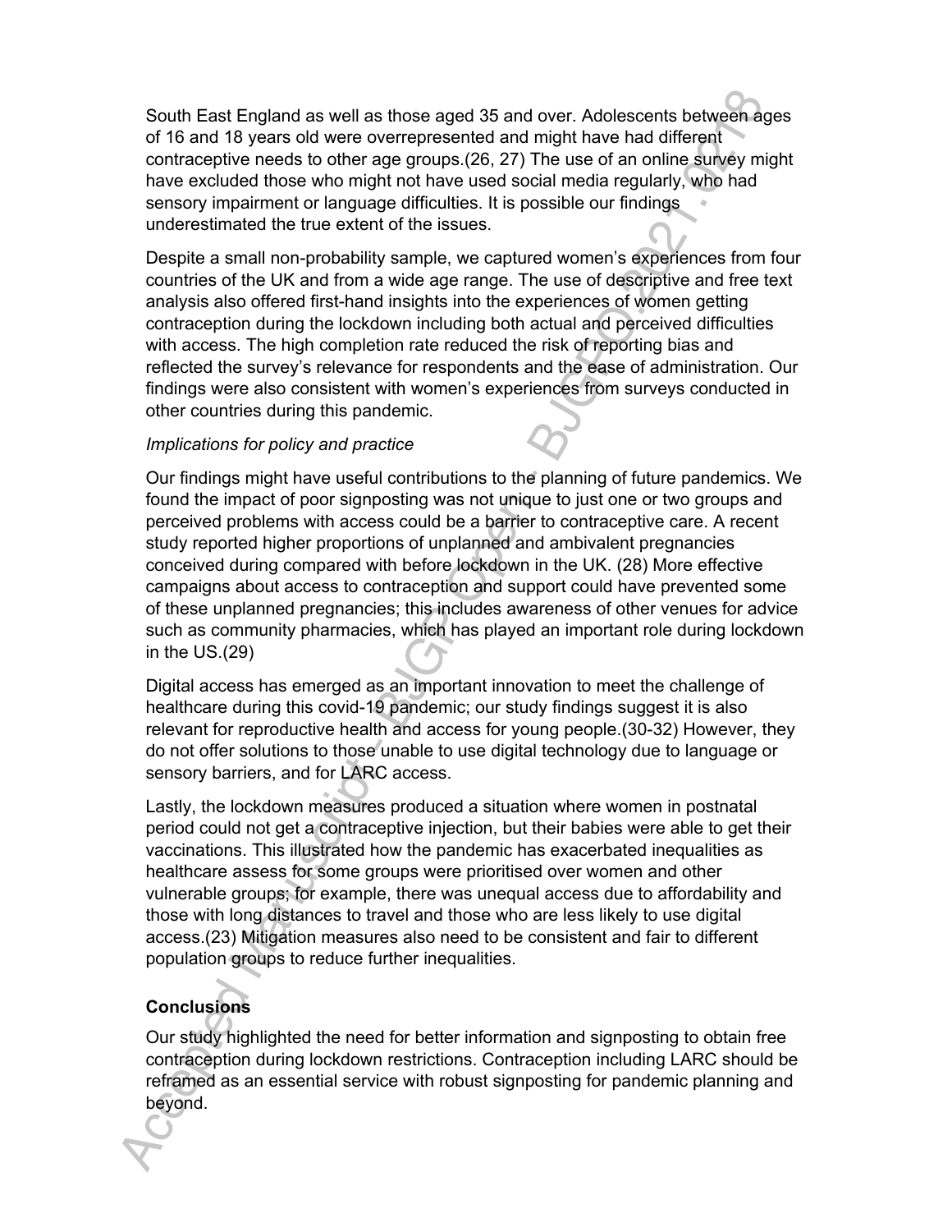South East England as well as those aged 35 and over. Adolescents between ages of 16 and 18 years old were overrepresented and might have had different contraceptive needs to other age groups.(26, 27) The use of an online survey might have excluded those who might not have used social media regularly, who had sensory impairment or language difficulties. It is possible our findings underestimated the true extent of the issues.

Despite a small non-probability sample, we captured women's experiences from four countries of the UK and from a wide age range. The use of descriptive and free text analysis also offered first-hand insights into the experiences of women getting contraception during the lockdown including both actual and perceived difficulties with access. The high completion rate reduced the risk of reporting bias and reflected the survey's relevance for respondents and the ease of administration. Our findings were also consistent with women's experiences from surveys conducted in other countries during this pandemic.

*Implications for policy and practice*

Our findings might have useful contributions to the planning of future pandemics. We found the impact of poor signposting was not unique to just one or two groups and perceived problems with access could be a barrier to contraceptive care. A recent study reported higher proportions of unplanned and ambivalent pregnancies conceived during compared with before lockdown in the UK. (28) More effective campaigns about access to contraception and support could have prevented some of these unplanned pregnancies; this includes awareness of other venues for advice such as community pharmacies, which has played an important role during lockdown in the US.(29)

Digital access has emerged as an important innovation to meet the challenge of healthcare during this covid-19 pandemic; our study findings suggest it is also relevant for reproductive health and access for young people.(30-32) However, they do not offer solutions to those unable to use digital technology due to language or sensory barriers, and for LARC access.

Lastly, the lockdown measures produced a situation where women in postnatal period could not get a contraceptive injection, but their babies were able to get their vaccinations. This illustrated how the pandemic has exacerbated inequalities as healthcare assess for some groups were prioritised over women and other vulnerable groups; for example, there was unequal access due to affordability and those with long distances to travel and those who are less likely to use digital access.(23) Mitigation measures also need to be consistent and fair to different population groups to reduce further inequalities.

## Conclusions

Our study highlighted the need for better information and signposting to obtain free contraception during lockdown restrictions. Contraception including LARC should be reframed as an essential service with robust signposting for pandemic planning and beyond.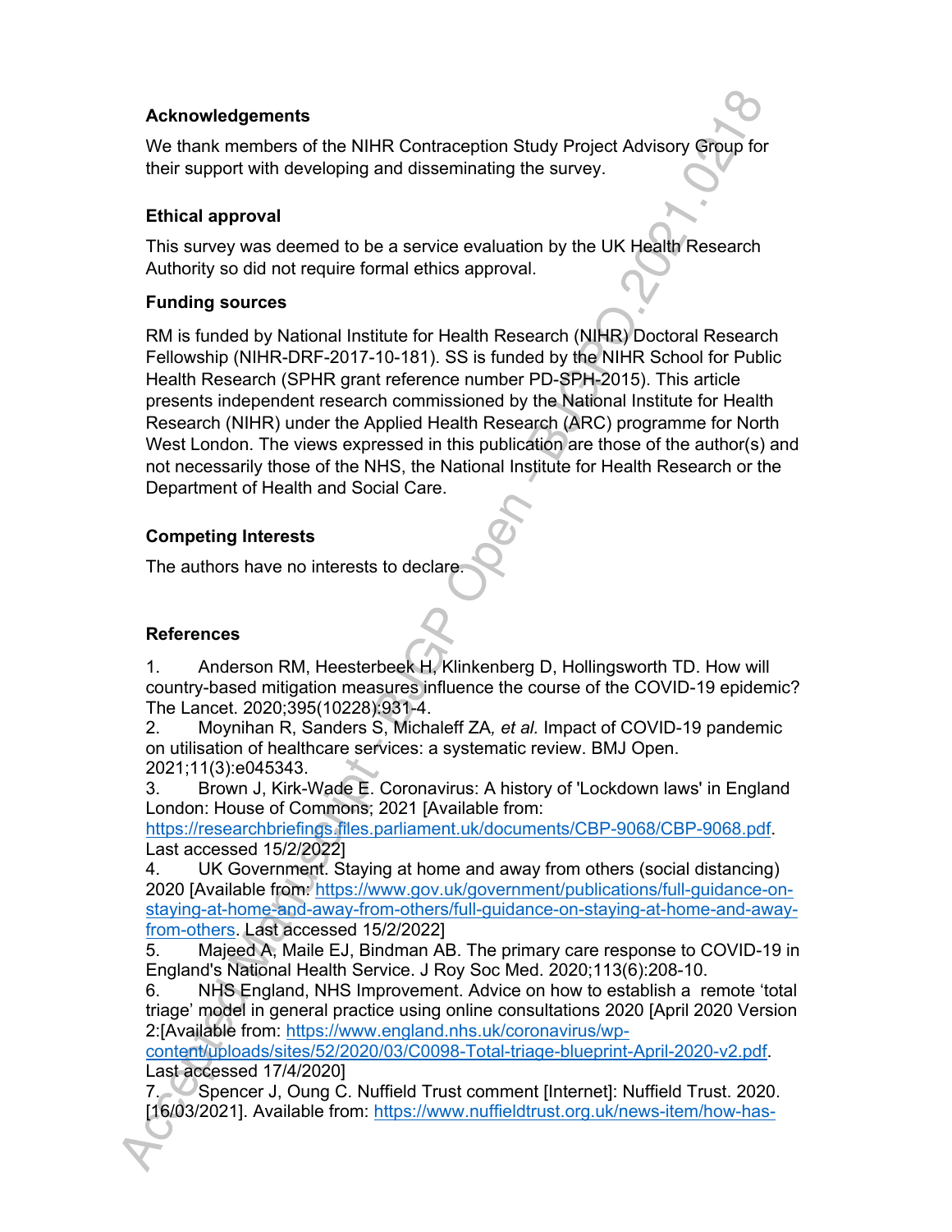### Acknowledgements

We thank members of the NIHR Contraception Study Project Advisory Group for their support with developing and disseminating the survey.

### Ethical approval

This survey was deemed to be a service evaluation by the UK Health Research Authority so did not require formal ethics approval.

### Funding sources

RM is funded by National Institute for Health Research (NIHR) Doctoral Research Fellowship (NIHR-DRF-2017-10-181). SS is funded by the NIHR School for Public Health Research (SPHR grant reference number PD-SPH-2015). This article presents independent research commissioned by the National Institute for Health Research (NIHR) under the Applied Health Research (ARC) programme for North West London. The views expressed in this publication are those of the author(s) and not necessarily those of the NHS, the National Institute for Health Research or the Department of Health and Social Care.

### Competing Interests

The authors have no interests to declare.

### References

1. Anderson RM, Heesterbeek H, Klinkenberg D, Hollingsworth TD. How will country-based mitigation measures influence the course of the COVID-19 epidemic? The Lancet. 2020;395(10228):931-4.
2. Moynihan R, Sanders S, Michaleff ZA, *et al.* Impact of COVID-19 pandemic on utilisation of healthcare services: a systematic review. BMJ Open. 2021;11(3):e045343.
3. Brown J, Kirk-Wade E. Coronavirus: A history of 'Lockdown laws' in England London: House of Commons; 2021 [Available from: https://researchbriefings.files.parliament.uk/documents/CBP-9068/CBP-9068.pdf. Last accessed 15/2/2022]
4. UK Government. Staying at home and away from others (social distancing) 2020 [Available from: https://www.gov.uk/government/publications/full-guidance-on-staying-at-home-and-away-from-others/full-guidance-on-staying-at-home-and-away-from-others. Last accessed 15/2/2022]
5. Majeed A, Maile EJ, Bindman AB. The primary care response to COVID-19 in England's National Health Service. J Roy Soc Med. 2020;113(6):208-10.
6. NHS England, NHS Improvement. Advice on how to establish a remote 'total triage' model in general practice using online consultations 2020 [April 2020 Version 2:[Available from: https://www.england.nhs.uk/coronavirus/wp-content/uploads/sites/52/2020/03/C0098-Total-triage-blueprint-April-2020-v2.pdf. Last accessed 17/4/2020]
7. Spencer J, Oung C. Nuffield Trust comment [Internet]: Nuffield Trust. 2020. [16/03/2021]. Available from: https://www.nuffieldtrust.org.uk/news-item/how-has-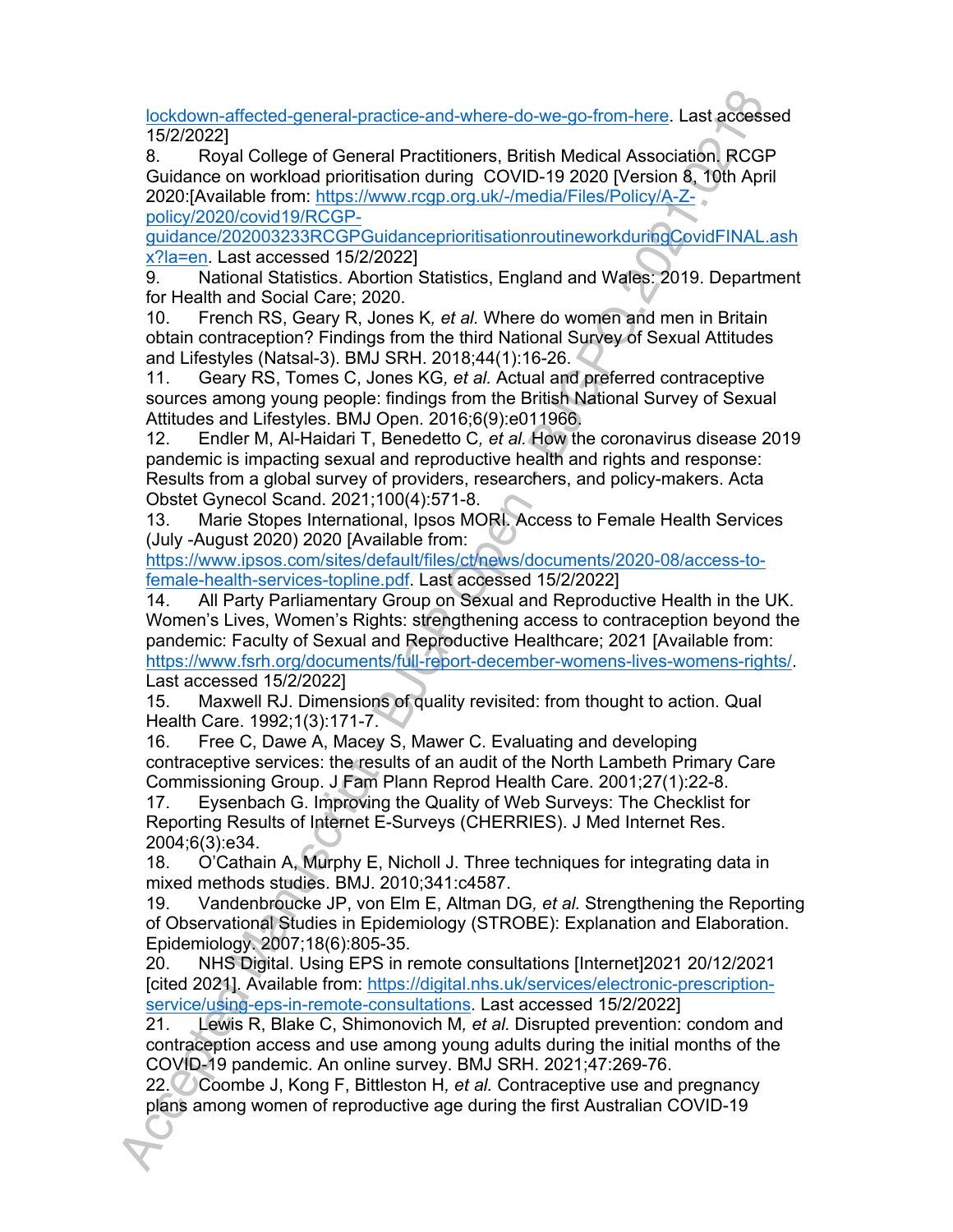lockdown-affected-general-practice-and-where-do-we-go-from-here. Last accessed 15/2/2022]

8. Royal College of General Practitioners, British Medical Association. RCGP Guidance on workload prioritisation during COVID-19 2020 [Version 8, 10th April 2020:[Available from: https://www.rcgp.org.uk/-/media/Files/Policy/A-Z-policy/2020/covid19/RCGP-guidance/202003233RCGPGuidanceprioritisationroutineworkduringCovidFINAL.ashx?la=en. Last accessed 15/2/2022]

9. National Statistics. Abortion Statistics, England and Wales: 2019. Department for Health and Social Care; 2020.

10. French RS, Geary R, Jones K, *et al.* Where do women and men in Britain obtain contraception? Findings from the third National Survey of Sexual Attitudes and Lifestyles (Natsal-3). BMJ SRH. 2018;44(1):16-26.

11. Geary RS, Tomes C, Jones KG, *et al.* Actual and preferred contraceptive sources among young people: findings from the British National Survey of Sexual Attitudes and Lifestyles. BMJ Open. 2016;6(9):e011966.

12. Endler M, Al-Haidari T, Benedetto C, *et al.* How the coronavirus disease 2019 pandemic is impacting sexual and reproductive health and rights and response: Results from a global survey of providers, researchers, and policy-makers. Acta Obstet Gynecol Scand. 2021;100(4):571-8.

13. Marie Stopes International, Ipsos MORI. Access to Female Health Services (July -August 2020) 2020 [Available from: https://www.ipsos.com/sites/default/files/ct/news/documents/2020-08/access-to-female-health-services-topline.pdf. Last accessed 15/2/2022]

14. All Party Parliamentary Group on Sexual and Reproductive Health in the UK. Women's Lives, Women's Rights: strengthening access to contraception beyond the pandemic: Faculty of Sexual and Reproductive Healthcare; 2021 [Available from: https://www.fsrh.org/documents/full-report-december-womens-lives-womens-rights/. Last accessed 15/2/2022]

15. Maxwell RJ. Dimensions of quality revisited: from thought to action. Qual Health Care. 1992;1(3):171-7.

16. Free C, Dawe A, Macey S, Mawer C. Evaluating and developing contraceptive services: the results of an audit of the North Lambeth Primary Care Commissioning Group. J Fam Plann Reprod Health Care. 2001;27(1):22-8.

17. Eysenbach G. Improving the Quality of Web Surveys: The Checklist for Reporting Results of Internet E-Surveys (CHERRIES). J Med Internet Res. 2004;6(3):e34.

18. O'Cathain A, Murphy E, Nicholl J. Three techniques for integrating data in mixed methods studies. BMJ. 2010;341:c4587.

19. Vandenbroucke JP, von Elm E, Altman DG, *et al.* Strengthening the Reporting of Observational Studies in Epidemiology (STROBE): Explanation and Elaboration. Epidemiology. 2007;18(6):805-35.

20. NHS Digital. Using EPS in remote consultations [Internet]2021 20/12/2021 [cited 2021]. Available from: https://digital.nhs.uk/services/electronic-prescription-service/using-eps-in-remote-consultations. Last accessed 15/2/2022]

21. Lewis R, Blake C, Shimonovich M, *et al.* Disrupted prevention: condom and contraception access and use among young adults during the initial months of the COVID-19 pandemic. An online survey. BMJ SRH. 2021;47:269-76.

22. Coombe J, Kong F, Bittleston H, *et al.* Contraceptive use and pregnancy plans among women of reproductive age during the first Australian COVID-19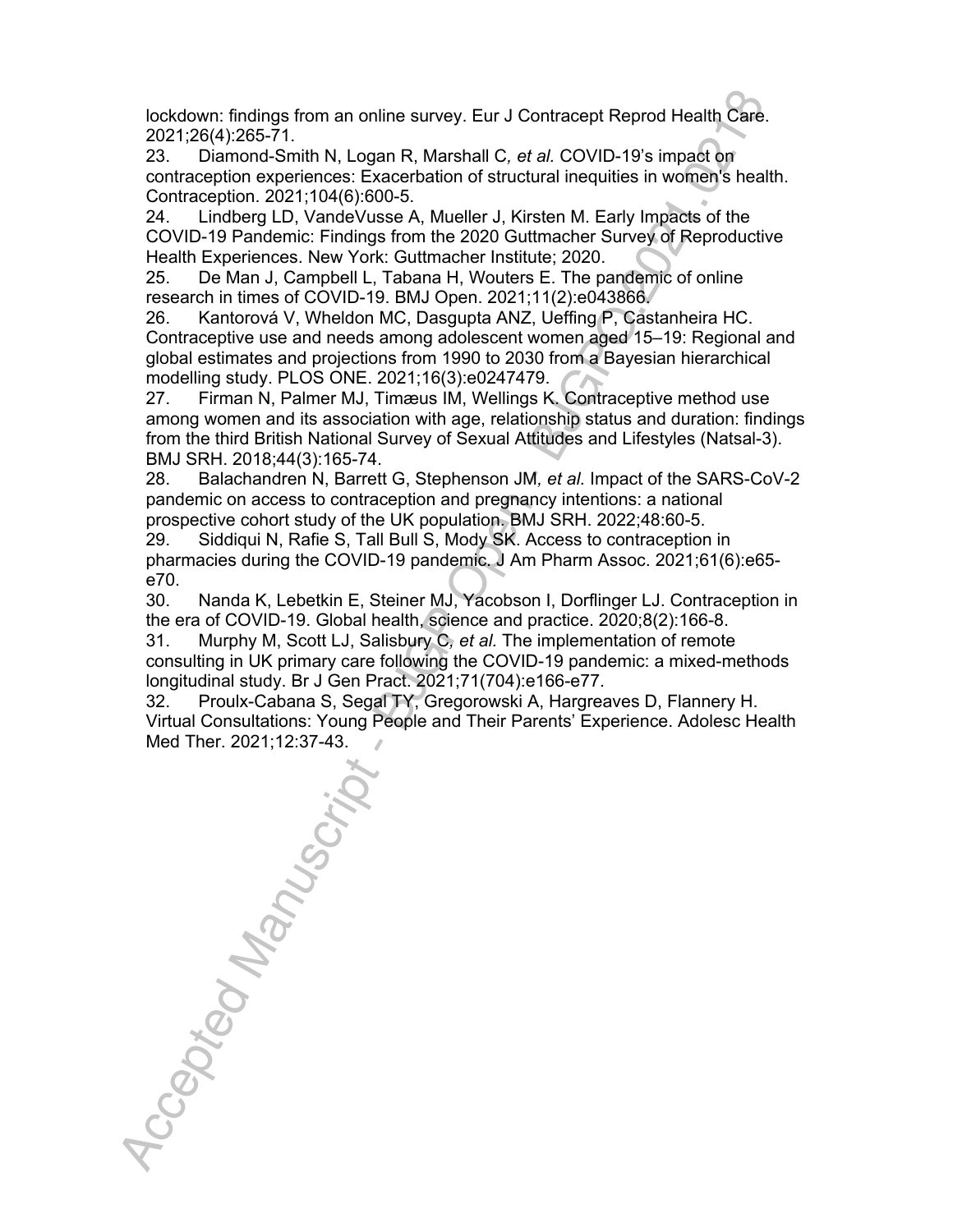lockdown: findings from an online survey. Eur J Contracept Reprod Health Care. 2021;26(4):265-71.

23. Diamond-Smith N, Logan R, Marshall C, *et al.* COVID-19's impact on contraception experiences: Exacerbation of structural inequities in women's health. Contraception. 2021;104(6):600-5.

24. Lindberg LD, VandeVusse A, Mueller J, Kirsten M. Early Impacts of the COVID-19 Pandemic: Findings from the 2020 Guttmacher Survey of Reproductive Health Experiences. New York: Guttmacher Institute; 2020.

25. De Man J, Campbell L, Tabana H, Wouters E. The pandemic of online research in times of COVID-19. BMJ Open. 2021;11(2):e043866.

26. Kantorová V, Wheldon MC, Dasgupta ANZ, Ueffing P, Castanheira HC. Contraceptive use and needs among adolescent women aged 15–19: Regional and global estimates and projections from 1990 to 2030 from a Bayesian hierarchical modelling study. PLOS ONE. 2021;16(3):e0247479.

27. Firman N, Palmer MJ, Timæus IM, Wellings K. Contraceptive method use among women and its association with age, relationship status and duration: findings from the third British National Survey of Sexual Attitudes and Lifestyles (Natsal-3). BMJ SRH. 2018;44(3):165-74.

28. Balachandren N, Barrett G, Stephenson JM, *et al.* Impact of the SARS-CoV-2 pandemic on access to contraception and pregnancy intentions: a national prospective cohort study of the UK population. BMJ SRH. 2022;48:60-5.

29. Siddiqui N, Rafie S, Tall Bull S, Mody SK. Access to contraception in pharmacies during the COVID-19 pandemic. J Am Pharm Assoc. 2021;61(6):e65-e70.

30. Nanda K, Lebetkin E, Steiner MJ, Yacobson I, Dorflinger LJ. Contraception in the era of COVID-19. Global health, science and practice. 2020;8(2):166-8.

31. Murphy M, Scott LJ, Salisbury C, *et al.* The implementation of remote consulting in UK primary care following the COVID-19 pandemic: a mixed-methods longitudinal study. Br J Gen Pract. 2021;71(704):e166-e77.

32. Proulx-Cabana S, Segal TY, Gregorowski A, Hargreaves D, Flannery H. Virtual Consultations: Young People and Their Parents' Experience. Adolesc Health Med Ther. 2021;12:37-43.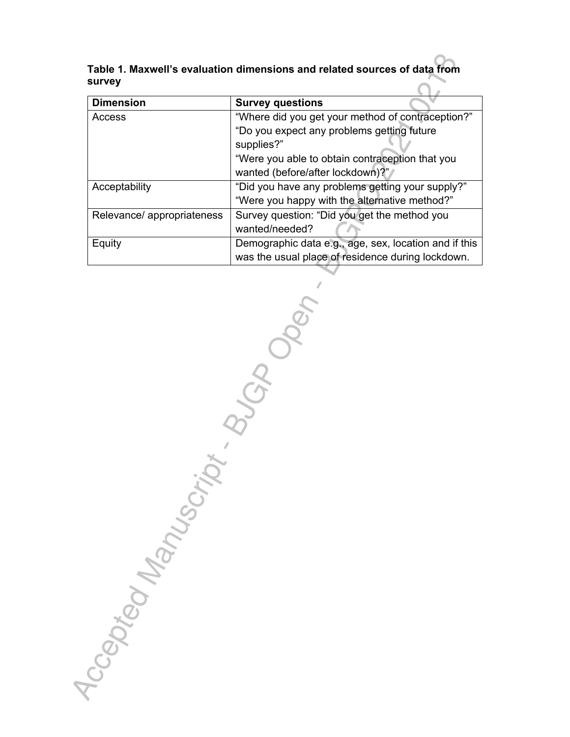**Table 1. Maxwell's evaluation dimensions and related sources of data from survey**

| Dimension | Survey questions |
| --- | --- |
| Access | "Where did you get your method of contraception?" "Do you expect any problems getting future supplies?" "Were you able to obtain contraception that you wanted (before/after lockdown)?" |
| Acceptability | "Did you have any problems getting your supply?" "Were you happy with the alternative method?" |
| Relevance/ appropriateness | Survey question: "Did you get the method you wanted/needed? |
| Equity | Demographic data e.g., age, sex, location and if this was the usual place of residence during lockdown. |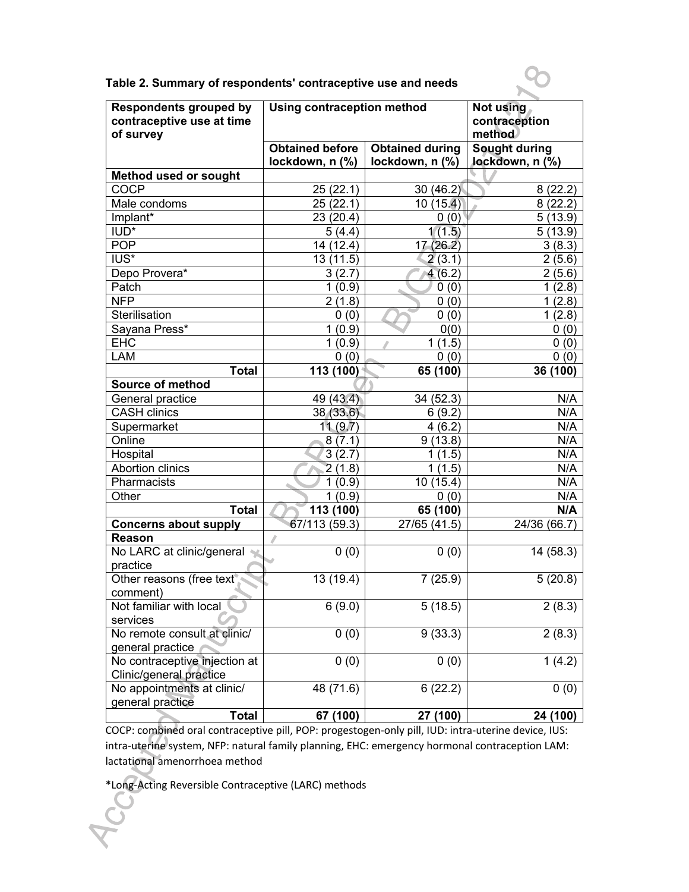**Table 2. Summary of respondents' contraceptive use and needs**

| Respondents grouped by contraceptive use at time of survey | Using contraception method | | Not using contraception method |
|---|---|---|---|
| | Obtained before lockdown, n (%) | Obtained during lockdown, n (%) | Sought during lockdown, n (%) |
| **Method used or sought** | | | |
| COCP | 25 (22.1) | 30 (46.2) | 8 (22.2) |
| Male condoms | 25 (22.1) | 10 (15.4) | 8 (22.2) |
| Implant* | 23 (20.4) | 0 (0) | 5 (13.9) |
| IUD* | 5 (4.4) | 1 (1.5) | 5 (13.9) |
| POP | 14 (12.4) | 17 (26.2) | 3 (8.3) |
| IUS* | 13 (11.5) | 2 (3.1) | 2 (5.6) |
| Depo Provera* | 3 (2.7) | 4 (6.2) | 2 (5.6) |
| Patch | 1 (0.9) | 0 (0) | 1 (2.8) |
| NFP | 2 (1.8) | 0 (0) | 1 (2.8) |
| Sterilisation | 0 (0) | 0 (0) | 1 (2.8) |
| Sayana Press* | 1 (0.9) | 0(0) | 0 (0) |
| EHC | 1 (0.9) | 1 (1.5) | 0 (0) |
| LAM | 0 (0) | 0 (0) | 0 (0) |
| **Total** | **113 (100)** | **65 (100)** | **36 (100)** |
| **Source of method** | | | |
| General practice | 49 (43.4) | 34 (52.3) | N/A |
| CASH clinics | 38 (33.6) | 6 (9.2) | N/A |
| Supermarket | 11 (9.7) | 4 (6.2) | N/A |
| Online | 8 (7.1) | 9 (13.8) | N/A |
| Hospital | 3 (2.7) | 1 (1.5) | N/A |
| Abortion clinics | 2 (1.8) | 1 (1.5) | N/A |
| Pharmacists | 1 (0.9) | 10 (15.4) | N/A |
| Other | 1 (0.9) | 0 (0) | N/A |
| **Total** | **113 (100)** | **65 (100)** | **N/A** |
| **Concerns about supply** | 67/113 (59.3) | 27/65 (41.5) | 24/36 (66.7) |
| **Reason** | | | |
| No LARC at clinic/general practice | 0 (0) | 0 (0) | 14 (58.3) |
| Other reasons (free text comment) | 13 (19.4) | 7 (25.9) | 5 (20.8) |
| Not familiar with local services | 6 (9.0) | 5 (18.5) | 2 (8.3) |
| No remote consult at clinic/ general practice | 0 (0) | 9 (33.3) | 2 (8.3) |
| No contraceptive injection at Clinic/general practice | 0 (0) | 0 (0) | 1 (4.2) |
| No appointments at clinic/ general practice | 48 (71.6) | 6 (22.2) | 0 (0) |
| **Total** | **67 (100)** | **27 (100)** | **24 (100)** |

COCP: combined oral contraceptive pill, POP: progestogen-only pill, IUD: intra-uterine device, IUS: intra-uterine system, NFP: natural family planning, EHC: emergency hormonal contraception LAM: lactational amenorrhoea method

*Long-Acting Reversible Contraceptive (LARC) methods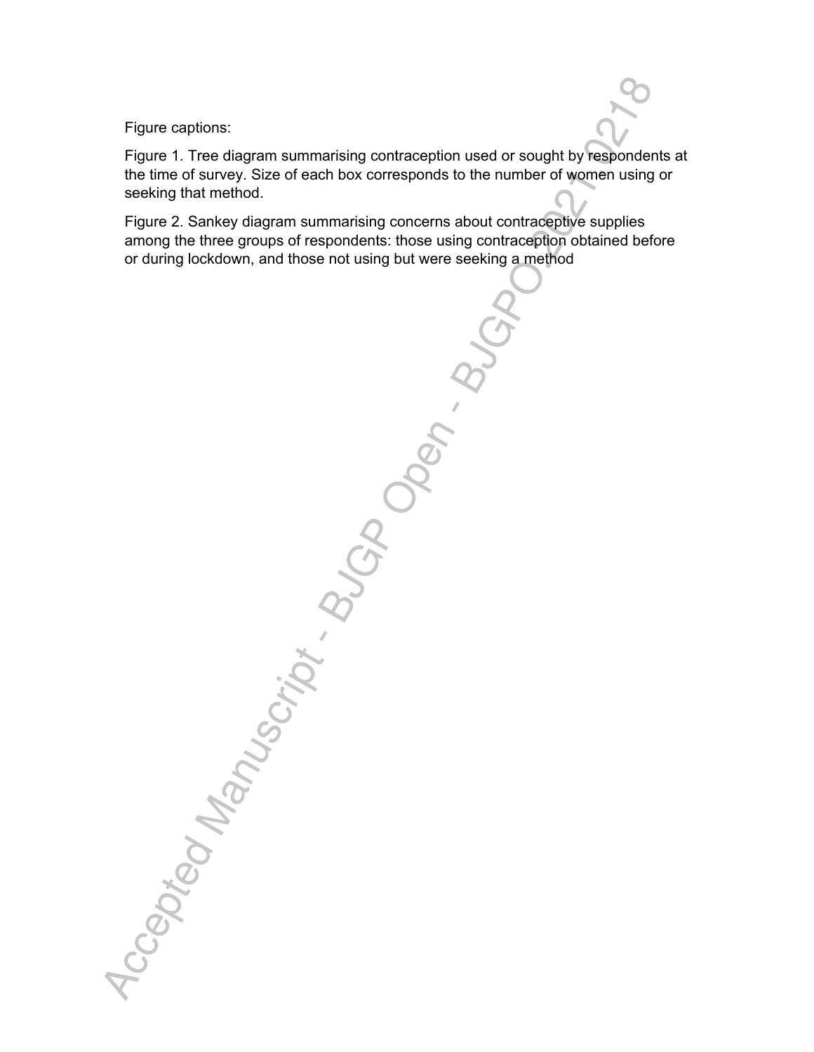Figure captions:

Figure 1. Tree diagram summarising contraception used or sought by respondents at the time of survey. Size of each box corresponds to the number of women using or seeking that method.

Figure 2. Sankey diagram summarising concerns about contraceptive supplies among the three groups of respondents: those using contraception obtained before or during lockdown, and those not using but were seeking a method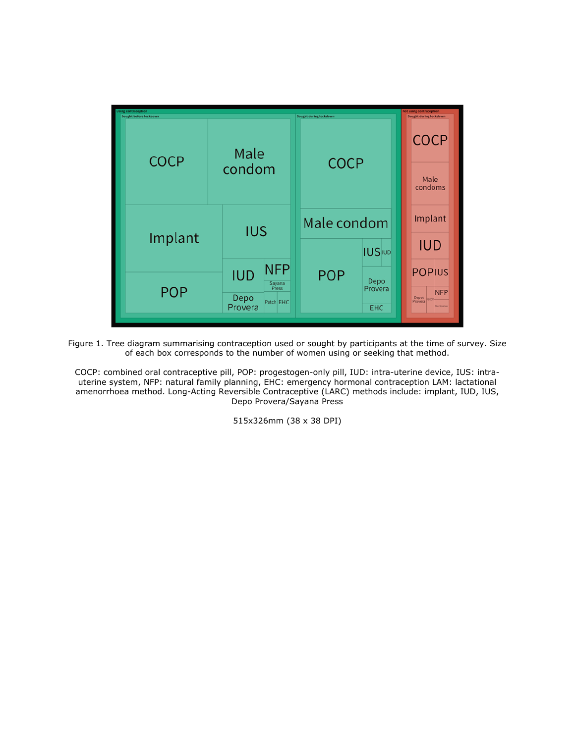Figure 1. Tree diagram summarising contraception used or sought by participants at the time of survey. Size of each box corresponds to the number of women using or seeking that method.

COCP: combined oral contraceptive pill, POP: progestogen-only pill, IUD: intra-uterine device, IUS: intra-uterine system, NFP: natural family planning, EHC: emergency hormonal contraception LAM: lactational amenorrhoea method. Long-Acting Reversible Contraceptive (LARC) methods include: implant, IUD, IUS, Depo Provera/Sayana Press

515x326mm (38 x 38 DPI)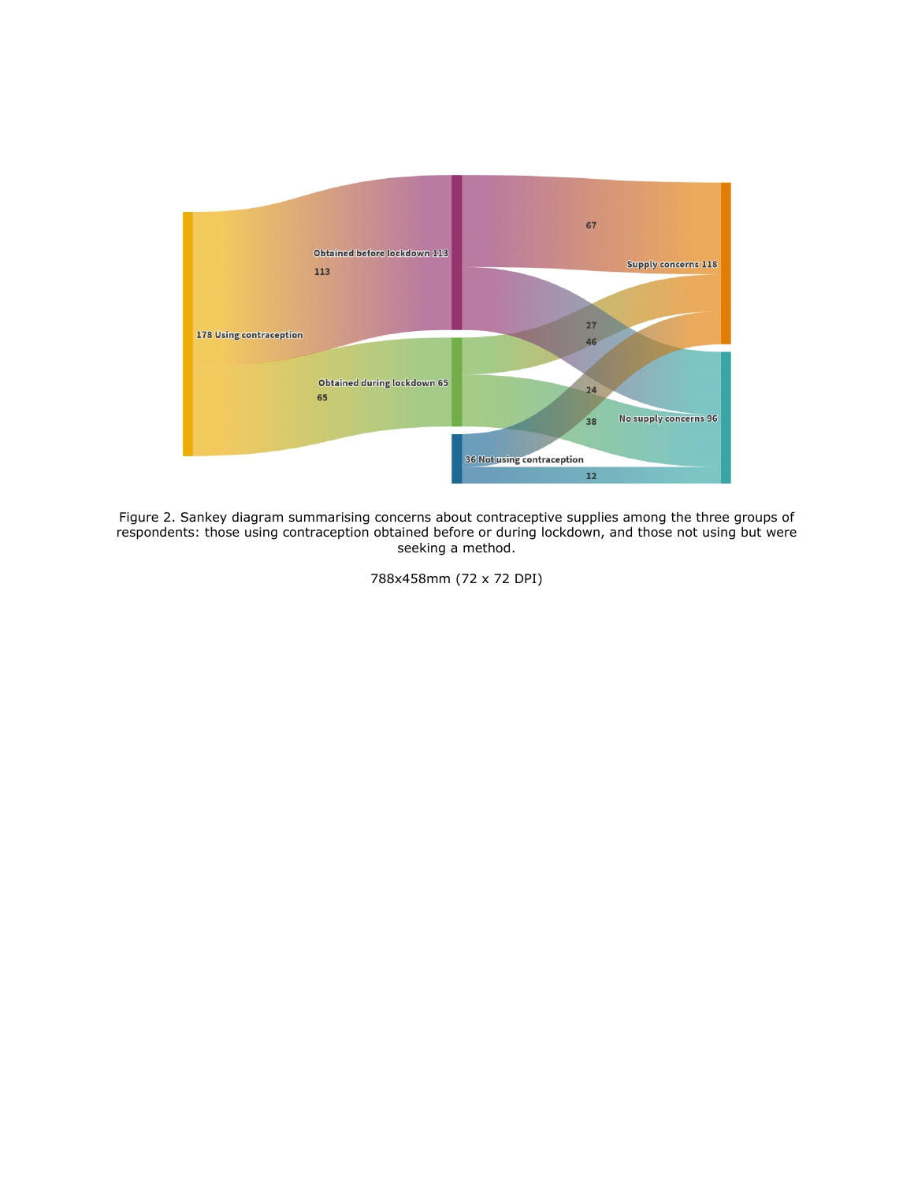178 Using contraception

Obtained before lockdown 113

113

Obtained during lockdown 65

65

36 Not using contraception

67

27

46

24

38

12

Supply concerns 118

No supply concerns 96

Figure 2. Sankey diagram summarising concerns about contraceptive supplies among the three groups of respondents: those using contraception obtained before or during lockdown, and those not using but were seeking a method.

788x458mm (72 x 72 DPI)